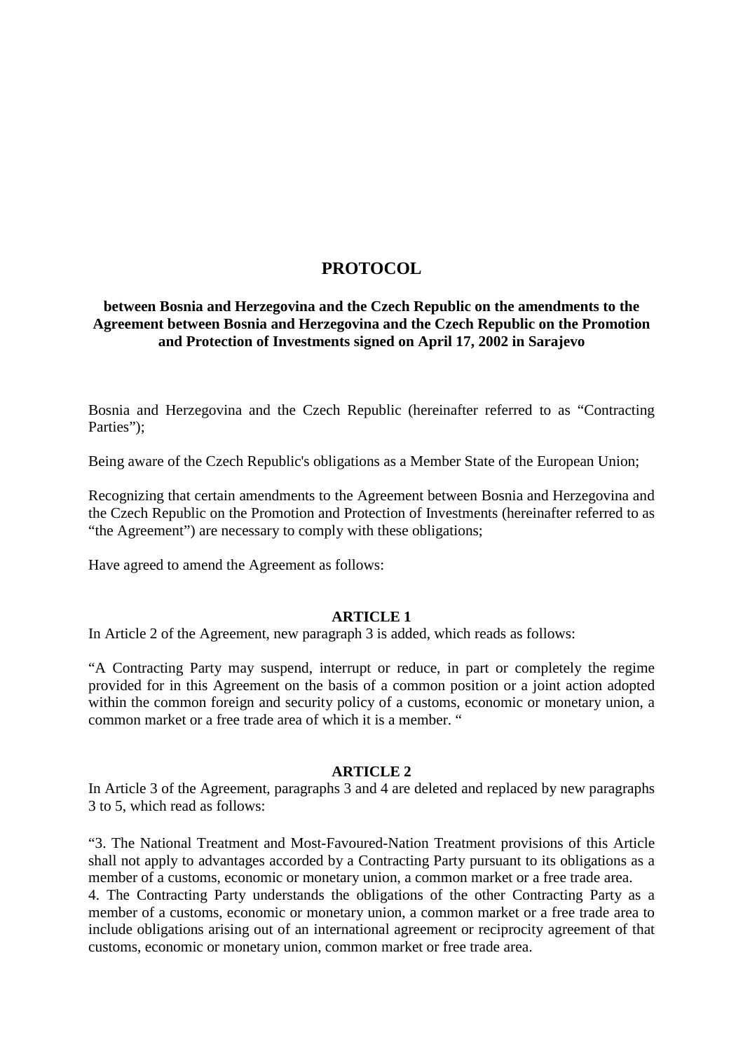# PROTOCOL

**between Bosnia and Herzegovina and the Czech Republic on the amendments to the Agreement between Bosnia and Herzegovina and the Czech Republic on the Promotion and Protection of Investments signed on April 17, 2002 in Sarajevo**

Bosnia and Herzegovina and the Czech Republic (hereinafter referred to as "Contracting Parties");

Being aware of the Czech Republic's obligations as a Member State of the European Union;

Recognizing that certain amendments to the Agreement between Bosnia and Herzegovina and the Czech Republic on the Promotion and Protection of Investments (hereinafter referred to as "the Agreement") are necessary to comply with these obligations;

Have agreed to amend the Agreement as follows:

**ARTICLE 1**

In Article 2 of the Agreement, new paragraph 3 is added, which reads as follows:

"A Contracting Party may suspend, interrupt or reduce, in part or completely the regime provided for in this Agreement on the basis of a common position or a joint action adopted within the common foreign and security policy of a customs, economic or monetary union, a common market or a free trade area of which it is a member. "

**ARTICLE 2**

In Article 3 of the Agreement, paragraphs 3 and 4 are deleted and replaced by new paragraphs 3 to 5, which read as follows:

"3. The National Treatment and Most-Favoured-Nation Treatment provisions of this Article shall not apply to advantages accorded by a Contracting Party pursuant to its obligations as a member of a customs, economic or monetary union, a common market or a free trade area.

4. The Contracting Party understands the obligations of the other Contracting Party as a member of a customs, economic or monetary union, a common market or a free trade area to include obligations arising out of an international agreement or reciprocity agreement of that customs, economic or monetary union, common market or free trade area.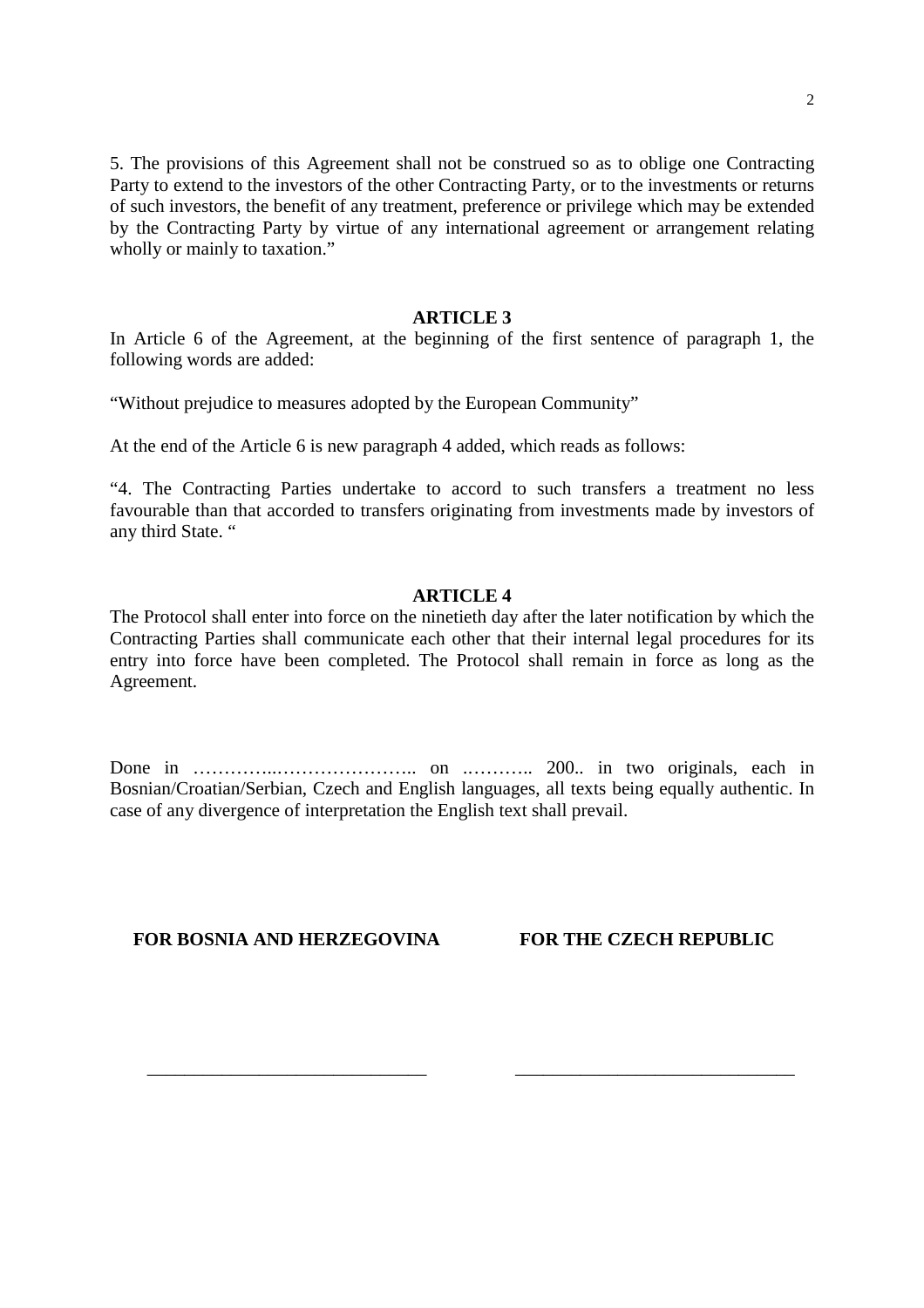5. The provisions of this Agreement shall not be construed so as to oblige one Contracting Party to extend to the investors of the other Contracting Party, or to the investments or returns of such investors, the benefit of any treatment, preference or privilege which may be extended by the Contracting Party by virtue of any international agreement or arrangement relating wholly or mainly to taxation."

## ARTICLE 3

In Article 6 of the Agreement, at the beginning of the first sentence of paragraph 1, the following words are added:

"Without prejudice to measures adopted by the European Community"

At the end of the Article 6 is new paragraph 4 added, which reads as follows:

"4. The Contracting Parties undertake to accord to such transfers a treatment no less favourable than that accorded to transfers originating from investments made by investors of any third State. "

## ARTICLE 4

The Protocol shall enter into force on the ninetieth day after the later notification by which the Contracting Parties shall communicate each other that their internal legal procedures for its entry into force have been completed. The Protocol shall remain in force as long as the Agreement.

Done in …………..………………….. on .……….. 200.. in two originals, each in Bosnian/Croatian/Serbian, Czech and English languages, all texts being equally authentic. In case of any divergence of interpretation the English text shall prevail.

| **FOR BOSNIA AND HERZEGOVINA** | **FOR THE CZECH REPUBLIC** |
| --- | --- |
| _______________________________ | _______________________________ |